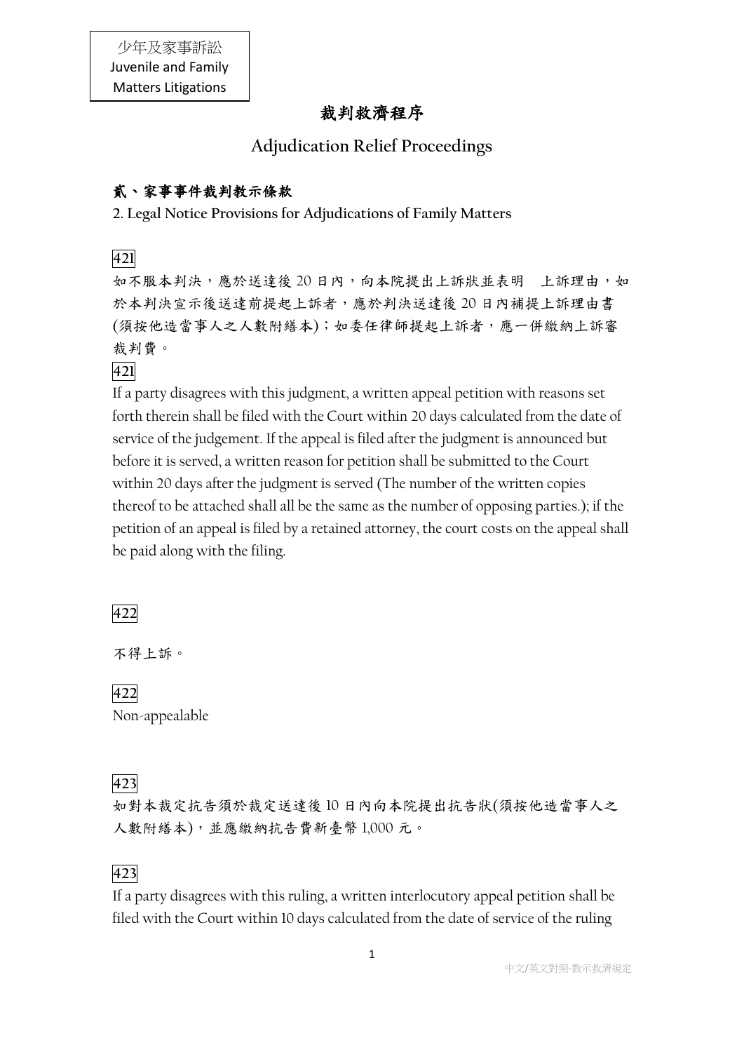少年及家事訴訟
Juvenile and Family Matters Litigations

# 裁判救濟程序

# Adjudication Relief Proceedings

## 貳、家事事件裁判教示條款

## 2. Legal Notice Provisions for Adjudications of Family Matters

**421**

如不服本判決，應於送達後 20 日內，向本院提出上訴狀並表明　上訴理由，如於本判決宣示後送達前提起上訴者，應於判決送達後 20 日內補提上訴理由書(須按他造當事人之人數附繕本)；如委任律師提起上訴者，應一併繳納上訴審裁判費。

**421**

If a party disagrees with this judgment, a written appeal petition with reasons set forth therein shall be filed with the Court within 20 days calculated from the date of service of the judgement. If the appeal is filed after the judgment is announced but before it is served, a written reason for petition shall be submitted to the Court within 20 days after the judgment is served (The number of the written copies thereof to be attached shall all be the same as the number of opposing parties.); if the petition of an appeal is filed by a retained attorney, the court costs on the appeal shall be paid along with the filing.

**422**

不得上訴。

**422**

Non-appealable

**423**

如對本裁定抗告須於裁定送達後 10 日內向本院提出抗告狀(須按他造當事人之人數附繕本)，並應繳納抗告費新臺幣 1,000 元。

**423**

If a party disagrees with this ruling, a written interlocutory appeal petition shall be filed with the Court within 10 days calculated from the date of service of the ruling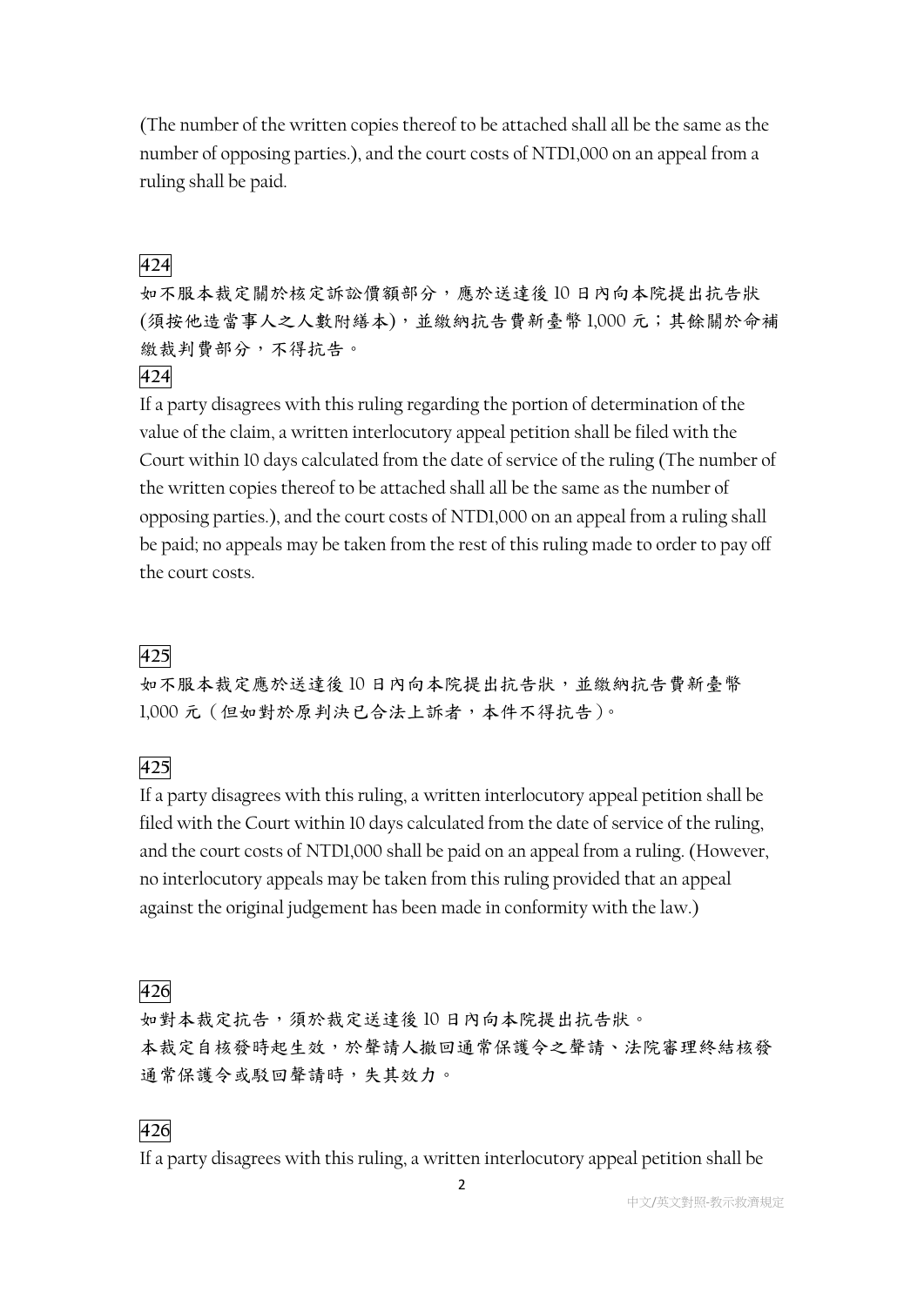(The number of the written copies thereof to be attached shall all be the same as the number of opposing parties.), and the court costs of NTD1,000 on an appeal from a ruling shall be paid.

424

如不服本裁定關於核定訴訟價額部分，應於送達後 10 日內向本院提出抗告狀(須按他造當事人之人數附繕本)，並繳納抗告費新臺幣 1,000 元；其餘關於命補繳裁判費部分，不得抗告。

424

If a party disagrees with this ruling regarding the portion of determination of the value of the claim, a written interlocutory appeal petition shall be filed with the Court within 10 days calculated from the date of service of the ruling (The number of the written copies thereof to be attached shall all be the same as the number of opposing parties.), and the court costs of NTD1,000 on an appeal from a ruling shall be paid; no appeals may be taken from the rest of this ruling made to order to pay off the court costs.

425

如不服本裁定應於送達後 10 日內向本院提出抗告狀，並繳納抗告費新臺幣 1,000 元（但如對於原判決已合法上訴者，本件不得抗告）。

425

If a party disagrees with this ruling, a written interlocutory appeal petition shall be filed with the Court within 10 days calculated from the date of service of the ruling, and the court costs of NTD1,000 shall be paid on an appeal from a ruling. (However, no interlocutory appeals may be taken from this ruling provided that an appeal against the original judgement has been made in conformity with the law.)

426

如對本裁定抗告，須於裁定送達後 10 日內向本院提出抗告狀。
本裁定自核發時起生效，於聲請人撤回通常保護令之聲請、法院審理終結核發通常保護令或駁回聲請時，失其效力。

426

If a party disagrees with this ruling, a written interlocutory appeal petition shall be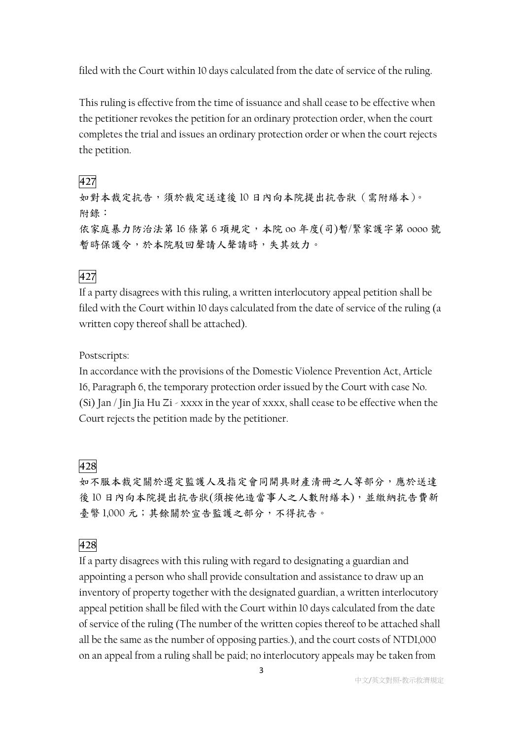filed with the Court within 10 days calculated from the date of service of the ruling.

This ruling is effective from the time of issuance and shall cease to be effective when the petitioner revokes the petition for an ordinary protection order, when the court completes the trial and issues an ordinary protection order or when the court rejects the petition.

427

如對本裁定抗告，須於裁定送達後 10 日內向本院提出抗告狀（需附繕本）。

附錄：

依家庭暴力防治法第 16 條第 6 項規定，本院 00 年度(司)暫/緊家護字第 0000 號暫時保護令，於本院駁回聲請人聲請時，失其效力。

427

If a party disagrees with this ruling, a written interlocutory appeal petition shall be filed with the Court within 10 days calculated from the date of service of the ruling (a written copy thereof shall be attached).

Postscripts:

In accordance with the provisions of the Domestic Violence Prevention Act, Article 16, Paragraph 6, the temporary protection order issued by the Court with case No. (Si) Jan / Jin Jia Hu Zi - xxxx in the year of xxxx, shall cease to be effective when the Court rejects the petition made by the petitioner.

428

如不服本裁定關於選定監護人及指定會同開具財產清冊之人等部分，應於送達後 10 日內向本院提出抗告狀(須按他造當事人之人數附繕本)，並繳納抗告費新臺幣 1,000 元；其餘關於宣告監護之部分，不得抗告。

428

If a party disagrees with this ruling with regard to designating a guardian and appointing a person who shall provide consultation and assistance to draw up an inventory of property together with the designated guardian, a written interlocutory appeal petition shall be filed with the Court within 10 days calculated from the date of service of the ruling (The number of the written copies thereof to be attached shall all be the same as the number of opposing parties.), and the court costs of NTD1,000 on an appeal from a ruling shall be paid; no interlocutory appeals may be taken from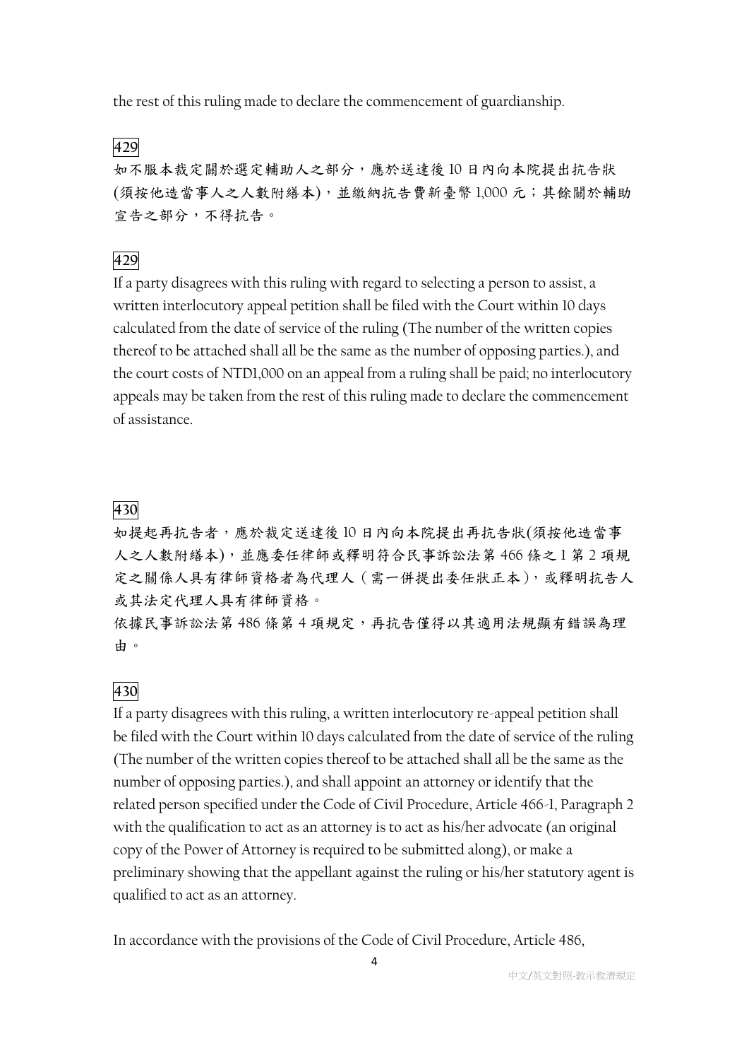the rest of this ruling made to declare the commencement of guardianship.

429

如不服本裁定關於選定輔助人之部分，應於送達後 10 日內向本院提出抗告狀(須按他造當事人之人數附繕本)，並繳納抗告費新臺幣 1,000 元；其餘關於輔助宣告之部分，不得抗告。

429

If a party disagrees with this ruling with regard to selecting a person to assist, a written interlocutory appeal petition shall be filed with the Court within 10 days calculated from the date of service of the ruling (The number of the written copies thereof to be attached shall all be the same as the number of opposing parties.), and the court costs of NTD1,000 on an appeal from a ruling shall be paid; no interlocutory appeals may be taken from the rest of this ruling made to declare the commencement of assistance.

430

如提起再抗告者，應於裁定送達後 10 日內向本院提出再抗告狀(須按他造當事人之人數附繕本)，並應委任律師或釋明符合民事訴訟法第 466 條之 1 第 2 項規定之關係人具有律師資格者為代理人（需一併提出委任狀正本），或釋明抗告人或其法定代理人具有律師資格。

依據民事訴訟法第 486 條第 4 項規定，再抗告僅得以其適用法規顯有錯誤為理由。

430

If a party disagrees with this ruling, a written interlocutory re-appeal petition shall be filed with the Court within 10 days calculated from the date of service of the ruling (The number of the written copies thereof to be attached shall all be the same as the number of opposing parties.), and shall appoint an attorney or identify that the related person specified under the Code of Civil Procedure, Article 466-1, Paragraph 2 with the qualification to act as an attorney is to act as his/her advocate (an original copy of the Power of Attorney is required to be submitted along), or make a preliminary showing that the appellant against the ruling or his/her statutory agent is qualified to act as an attorney.

In accordance with the provisions of the Code of Civil Procedure, Article 486,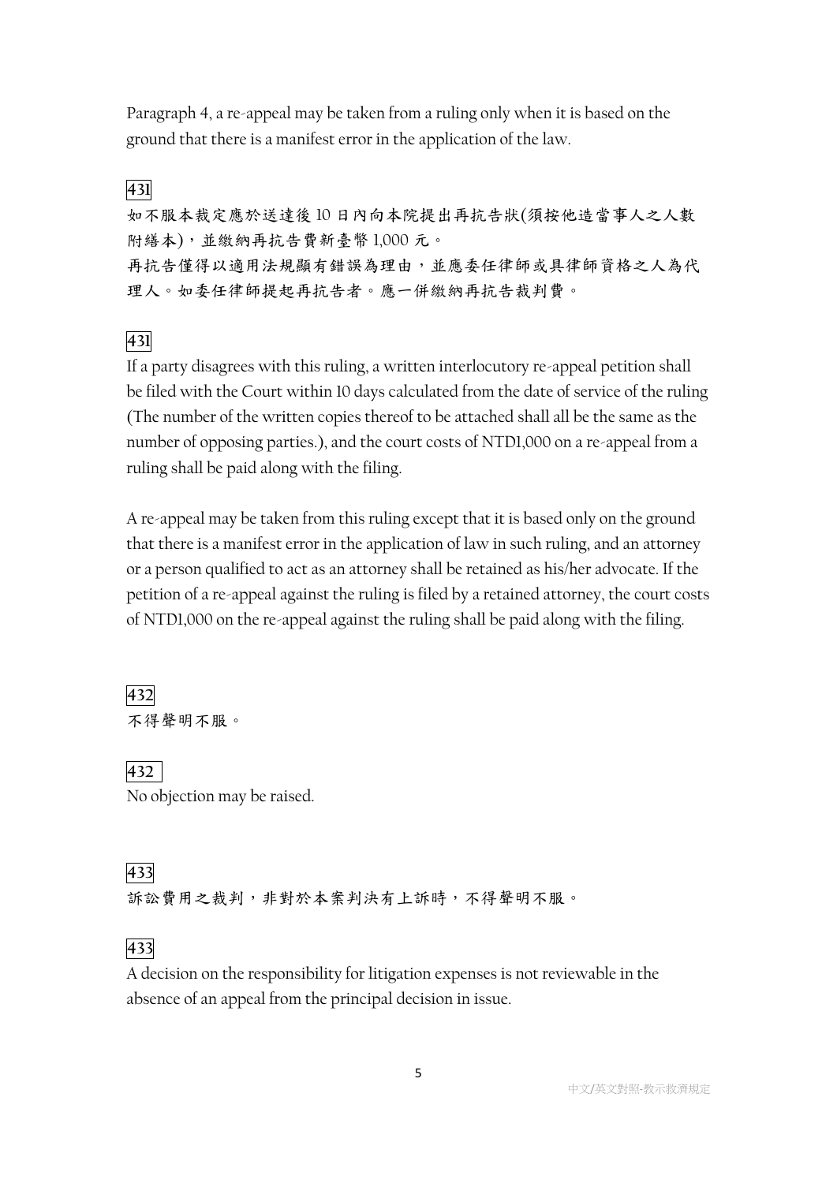Paragraph 4, a re-appeal may be taken from a ruling only when it is based on the ground that there is a manifest error in the application of the law.

**431**

如不服本裁定應於送達後 10 日內向本院提出再抗告狀(須按他造當事人之人數附繕本)，並繳納再抗告費新臺幣 1,000 元。
再抗告僅得以適用法規顯有錯誤為理由，並應委任律師或具律師資格之人為代理人。如委任律師提起再抗告者。應一併繳納再抗告裁判費。

**431**

If a party disagrees with this ruling, a written interlocutory re-appeal petition shall be filed with the Court within 10 days calculated from the date of service of the ruling (The number of the written copies thereof to be attached shall all be the same as the number of opposing parties.), and the court costs of NTD1,000 on a re-appeal from a ruling shall be paid along with the filing.

A re-appeal may be taken from this ruling except that it is based only on the ground that there is a manifest error in the application of law in such ruling, and an attorney or a person qualified to act as an attorney shall be retained as his/her advocate. If the petition of a re-appeal against the ruling is filed by a retained attorney, the court costs of NTD1,000 on the re-appeal against the ruling shall be paid along with the filing.

**432**

不得聲明不服。

**432**

No objection may be raised.

**433**

訴訟費用之裁判，非對於本案判決有上訴時，不得聲明不服。

**433**

A decision on the responsibility for litigation expenses is not reviewable in the absence of an appeal from the principal decision in issue.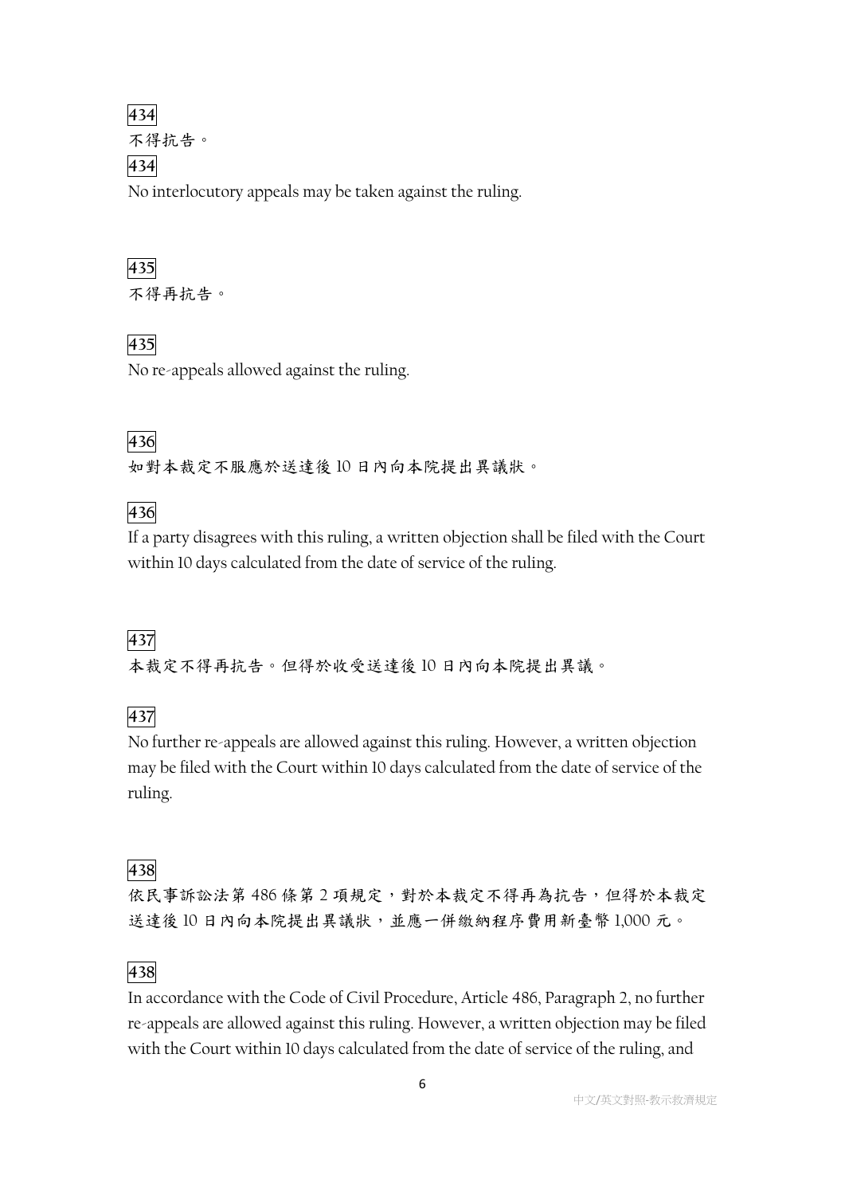434

不得抗告。

434

No interlocutory appeals may be taken against the ruling.

435

不得再抗告。

435

No re-appeals allowed against the ruling.

436

如對本裁定不服應於送達後 10 日內向本院提出異議狀。

436

If a party disagrees with this ruling, a written objection shall be filed with the Court within 10 days calculated from the date of service of the ruling.

437

本裁定不得再抗告。但得於收受送達後 10 日內向本院提出異議。

437

No further re-appeals are allowed against this ruling. However, a written objection may be filed with the Court within 10 days calculated from the date of service of the ruling.

438

依民事訴訟法第 486 條第 2 項規定，對於本裁定不得再為抗告，但得於本裁定送達後 10 日內向本院提出異議狀，並應一併繳納程序費用新臺幣 1,000 元。

438

In accordance with the Code of Civil Procedure, Article 486, Paragraph 2, no further re-appeals are allowed against this ruling. However, a written objection may be filed with the Court within 10 days calculated from the date of service of the ruling, and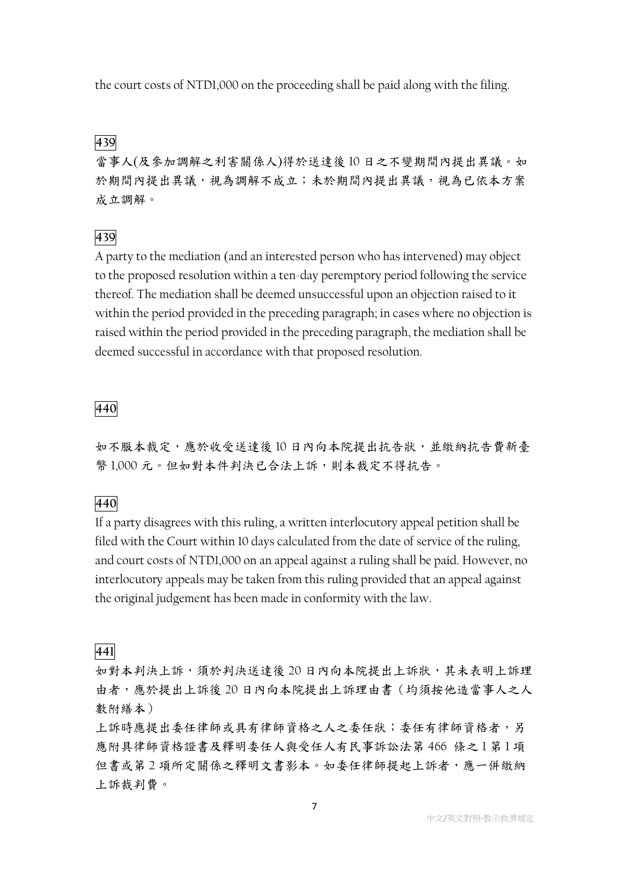the court costs of NTD1,000 on the proceeding shall be paid along with the filing.

439

當事人(及參加調解之利害關係人)得於送達後 10 日之不變期間內提出異議。如於期間內提出異議，視為調解不成立；未於期間內提出異議，視為已依本方案成立調解。

439

A party to the mediation (and an interested person who has intervened) may object to the proposed resolution within a ten-day peremptory period following the service thereof. The mediation shall be deemed unsuccessful upon an objection raised to it within the period provided in the preceding paragraph; in cases where no objection is raised within the period provided in the preceding paragraph, the mediation shall be deemed successful in accordance with that proposed resolution.

440

如不服本裁定，應於收受送達後 10 日內向本院提出抗告狀，並繳納抗告費新臺幣 1,000 元。但如對本件判決已合法上訴，則本裁定不得抗告。

440

If a party disagrees with this ruling, a written interlocutory appeal petition shall be filed with the Court within 10 days calculated from the date of service of the ruling, and court costs of NTD1,000 on an appeal against a ruling shall be paid. However, no interlocutory appeals may be taken from this ruling provided that an appeal against the original judgement has been made in conformity with the law.

441

如對本判決上訴，須於判決送達後 20 日內向本院提出上訴狀，其未表明上訴理由者，應於提出上訴後 20 日內向本院提出上訴理由書（均須按他造當事人之人數附繕本）

上訴時應提出委任律師或具有律師資格之人之委任狀；委任有律師資格者，另應附具律師資格證書及釋明委任人與受任人有民事訴訟法第 466 條之 1 第 1 項但書或第 2 項所定關係之釋明文書影本。如委任律師提起上訴者，應一併繳納上訴裁判費。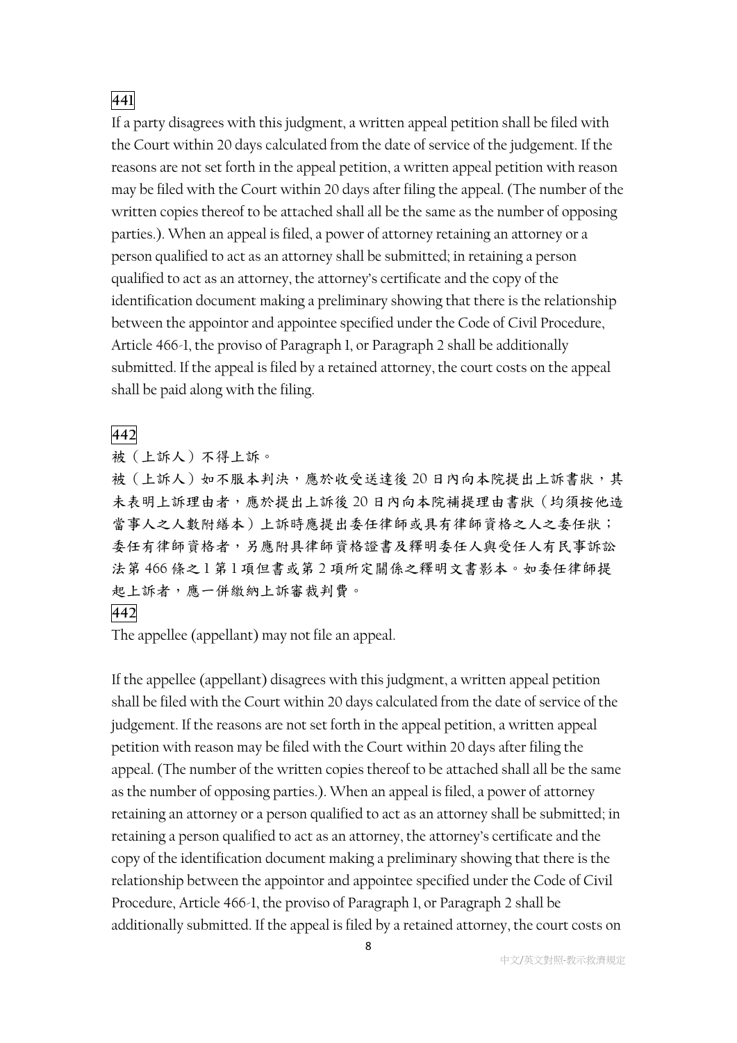**441**

If a party disagrees with this judgment, a written appeal petition shall be filed with the Court within 20 days calculated from the date of service of the judgement. If the reasons are not set forth in the appeal petition, a written appeal petition with reason may be filed with the Court within 20 days after filing the appeal. (The number of the written copies thereof to be attached shall all be the same as the number of opposing parties.). When an appeal is filed, a power of attorney retaining an attorney or a person qualified to act as an attorney shall be submitted; in retaining a person qualified to act as an attorney, the attorney's certificate and the copy of the identification document making a preliminary showing that there is the relationship between the appointor and appointee specified under the Code of Civil Procedure, Article 466-1, the proviso of Paragraph 1, or Paragraph 2 shall be additionally submitted. If the appeal is filed by a retained attorney, the court costs on the appeal shall be paid along with the filing.

**442**

被（上訴人）不得上訴。

被（上訴人）如不服本判決，應於收受送達後 20 日內向本院提出上訴書狀，其未表明上訴理由者，應於提出上訴後 20 日內向本院補提理由書狀（均須按他造當事人之人數附繕本）上訴時應提出委任律師或具有律師資格之人之委任狀；委任有律師資格者，另應附具律師資格證書及釋明委任人與受任人有民事訴訟法第 466 條之 1 第 1 項但書或第 2 項所定關係之釋明文書影本。如委任律師提起上訴者，應一併繳納上訴審裁判費。

**442**

The appellee (appellant) may not file an appeal.

If the appellee (appellant) disagrees with this judgment, a written appeal petition shall be filed with the Court within 20 days calculated from the date of service of the judgement. If the reasons are not set forth in the appeal petition, a written appeal petition with reason may be filed with the Court within 20 days after filing the appeal. (The number of the written copies thereof to be attached shall all be the same as the number of opposing parties.). When an appeal is filed, a power of attorney retaining an attorney or a person qualified to act as an attorney shall be submitted; in retaining a person qualified to act as an attorney, the attorney's certificate and the copy of the identification document making a preliminary showing that there is the relationship between the appointor and appointee specified under the Code of Civil Procedure, Article 466-1, the proviso of Paragraph 1, or Paragraph 2 shall be additionally submitted. If the appeal is filed by a retained attorney, the court costs on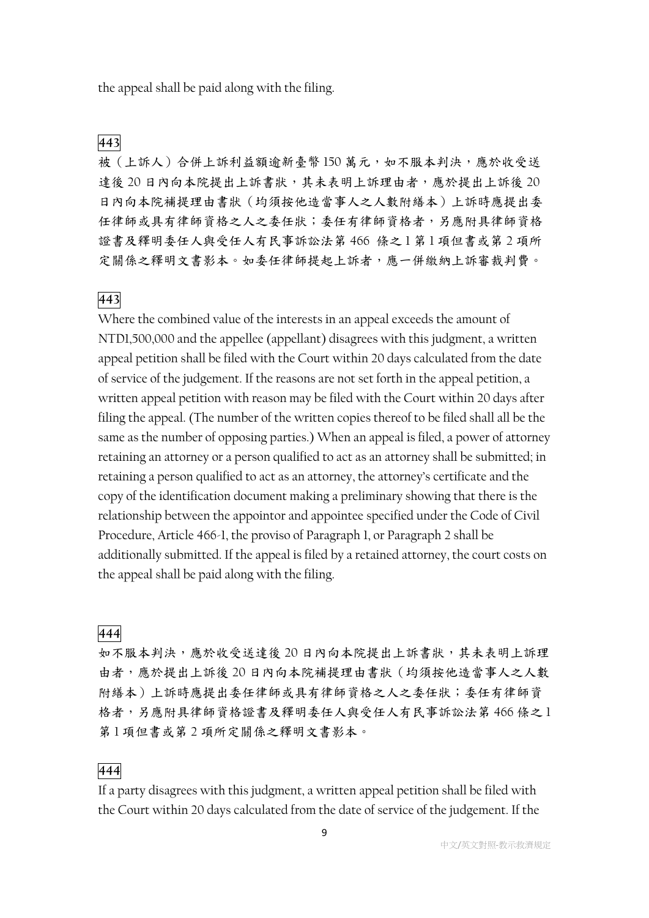the appeal shall be paid along with the filing.

**443**

被（上訴人）合併上訴利益額逾新臺幣 150 萬元，如不服本判決，應於收受送達後 20 日內向本院提出上訴書狀，其未表明上訴理由者，應於提出上訴後 20 日內向本院補提理由書狀（均須按他造當事人之人數附繕本）上訴時應提出委任律師或具有律師資格之人之委任狀；委任有律師資格者，另應附具律師資格證書及釋明委任人與受任人有民事訴訟法第 466 條之 1 第 1 項但書或第 2 項所定關係之釋明文書影本。如委任律師提起上訴者，應一併繳納上訴審裁判費。

**443**

Where the combined value of the interests in an appeal exceeds the amount of NTD1,500,000 and the appellee (appellant) disagrees with this judgment, a written appeal petition shall be filed with the Court within 20 days calculated from the date of service of the judgement. If the reasons are not set forth in the appeal petition, a written appeal petition with reason may be filed with the Court within 20 days after filing the appeal. (The number of the written copies thereof to be filed shall all be the same as the number of opposing parties.) When an appeal is filed, a power of attorney retaining an attorney or a person qualified to act as an attorney shall be submitted; in retaining a person qualified to act as an attorney, the attorney's certificate and the copy of the identification document making a preliminary showing that there is the relationship between the appointor and appointee specified under the Code of Civil Procedure, Article 466-1, the proviso of Paragraph 1, or Paragraph 2 shall be additionally submitted. If the appeal is filed by a retained attorney, the court costs on the appeal shall be paid along with the filing.

**444**

如不服本判決，應於收受送達後 20 日內向本院提出上訴書狀，其未表明上訴理由者，應於提出上訴後 20 日內向本院補提理由書狀（均須按他造當事人之人數附繕本）上訴時應提出委任律師或具有律師資格之人之委任狀；委任有律師資格者，另應附具律師資格證書及釋明委任人與受任人有民事訴訟法第 466 條之 1 第 1 項但書或第 2 項所定關係之釋明文書影本。

**444**

If a party disagrees with this judgment, a written appeal petition shall be filed with the Court within 20 days calculated from the date of service of the judgement. If the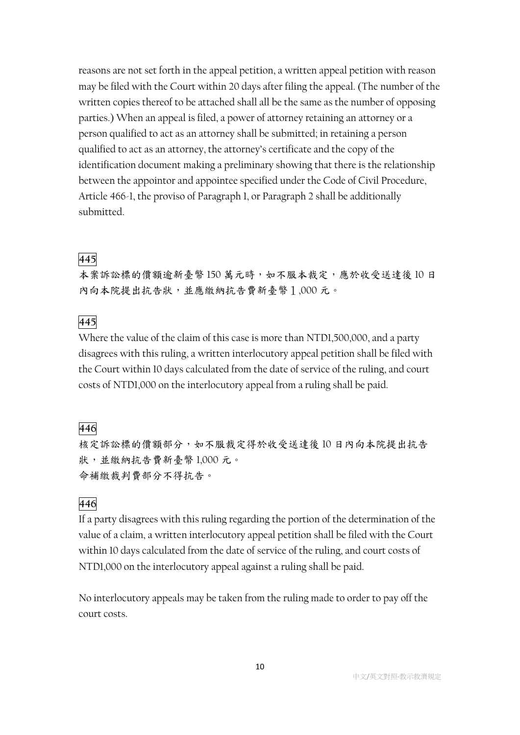reasons are not set forth in the appeal petition, a written appeal petition with reason may be filed with the Court within 20 days after filing the appeal. (The number of the written copies thereof to be attached shall all be the same as the number of opposing parties.) When an appeal is filed, a power of attorney retaining an attorney or a person qualified to act as an attorney shall be submitted; in retaining a person qualified to act as an attorney, the attorney's certificate and the copy of the identification document making a preliminary showing that there is the relationship between the appointor and appointee specified under the Code of Civil Procedure, Article 466-1, the proviso of Paragraph 1, or Paragraph 2 shall be additionally submitted.

445

本案訴訟標的價額逾新臺幣 150 萬元時，如不服本裁定，應於收受送達後 10 日內向本院提出抗告狀，並應繳納抗告費新臺幣１,000 元。

445

Where the value of the claim of this case is more than NTD1,500,000, and a party disagrees with this ruling, a written interlocutory appeal petition shall be filed with the Court within 10 days calculated from the date of service of the ruling, and court costs of NTD1,000 on the interlocutory appeal from a ruling shall be paid.

446

核定訴訟標的價額部分，如不服裁定得於收受送達後 10 日內向本院提出抗告狀，並繳納抗告費新臺幣 1,000 元。
命補繳裁判費部分不得抗告。

446

If a party disagrees with this ruling regarding the portion of the determination of the value of a claim, a written interlocutory appeal petition shall be filed with the Court within 10 days calculated from the date of service of the ruling, and court costs of NTD1,000 on the interlocutory appeal against a ruling shall be paid.

No interlocutory appeals may be taken from the ruling made to order to pay off the court costs.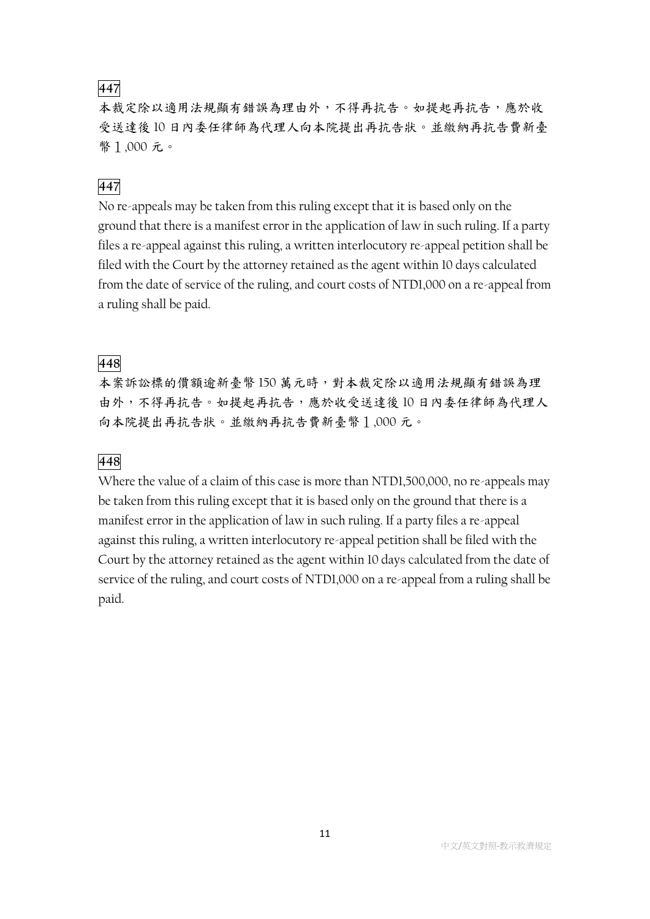447

本裁定除以適用法規顯有錯誤為理由外，不得再抗告。如提起再抗告，應於收受送達後 10 日內委任律師為代理人向本院提出再抗告狀。並繳納再抗告費新臺幣１,000 元。

447

No re-appeals may be taken from this ruling except that it is based only on the ground that there is a manifest error in the application of law in such ruling. If a party files a re-appeal against this ruling, a written interlocutory re-appeal petition shall be filed with the Court by the attorney retained as the agent within 10 days calculated from the date of service of the ruling, and court costs of NTD1,000 on a re-appeal from a ruling shall be paid.

448

本案訴訟標的價額逾新臺幣 150 萬元時，對本裁定除以適用法規顯有錯誤為理由外，不得再抗告。如提起再抗告，應於收受送達後 10 日內委任律師為代理人向本院提出再抗告狀。並繳納再抗告費新臺幣１,000 元。

448

Where the value of a claim of this case is more than NTD1,500,000, no re-appeals may be taken from this ruling except that it is based only on the ground that there is a manifest error in the application of law in such ruling. If a party files a re-appeal against this ruling, a written interlocutory re-appeal petition shall be filed with the Court by the attorney retained as the agent within 10 days calculated from the date of service of the ruling, and court costs of NTD1,000 on a re-appeal from a ruling shall be paid.